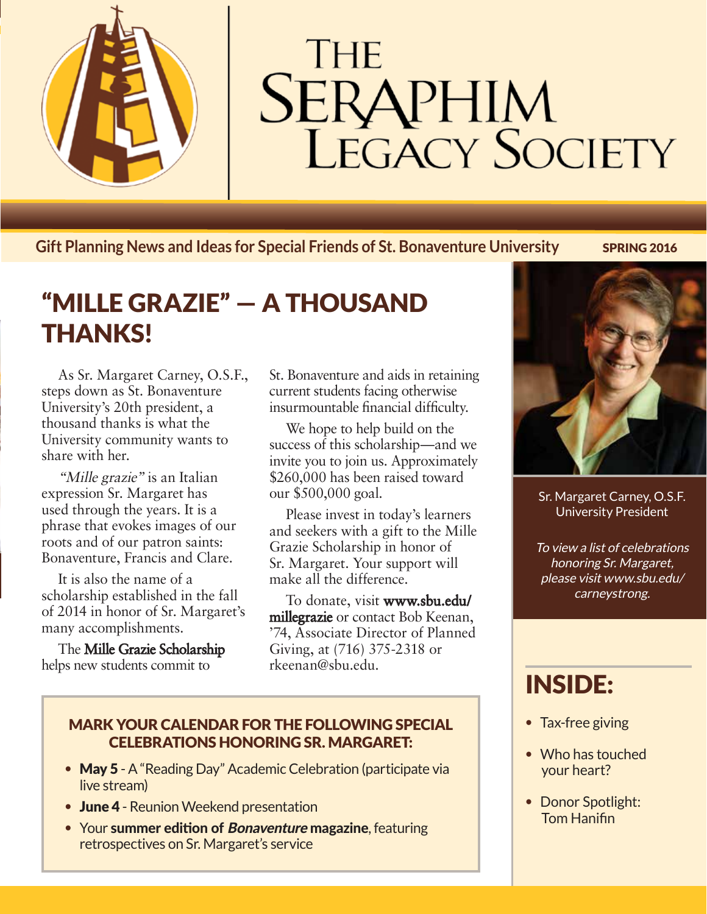# The Seraphim Legacy Society

**Gift Planning News and Ideas for Special Friends of St. Bonaventure University** **SPRING 2016**

## "MILLE GRAZIE" — A THOUSAND THANKS!

As Sr. Margaret Carney, O.S.F., steps down as St. Bonaventure University's 20th president, a thousand thanks is what the University community wants to share with her.

*"Mille grazie"* is an Italian expression Sr. Margaret has used through the years. It is a phrase that evokes images of our roots and of our patron saints: Bonaventure, Francis and Clare.

It is also the name of a scholarship established in the fall of 2014 in honor of Sr. Margaret's many accomplishments.

The **Mille Grazie Scholarship** helps new students commit to St. Bonaventure and aids in retaining current students facing otherwise insurmountable financial difficulty.

We hope to help build on the success of this scholarship—and we invite you to join us. Approximately $260,000 has been raised toward our $500,000 goal.

Please invest in today's learners and seekers with a gift to the Mille Grazie Scholarship in honor of Sr. Margaret. Your support will make all the difference.

To donate, visit **www.sbu.edu/millegrazie** or contact Bob Keenan, '74, Associate Director of Planned Giving, at (716) 375-2318 or rkeenan@sbu.edu.

Sr. Margaret Carney, O.S.F.
University President

*To view a list of celebrations honoring Sr. Margaret, please visit www.sbu.edu/carneystrong.*

### MARK YOUR CALENDAR FOR THE FOLLOWING SPECIAL CELEBRATIONS HONORING SR. MARGARET:

- **May 5** - A "Reading Day" Academic Celebration (participate via live stream)
- **June 4** - Reunion Weekend presentation
- Your **summer edition of *Bonaventure* magazine**, featuring retrospectives on Sr. Margaret's service

## INSIDE:

- Tax-free giving
- Who has touched your heart?
- Donor Spotlight: Tom Hanifin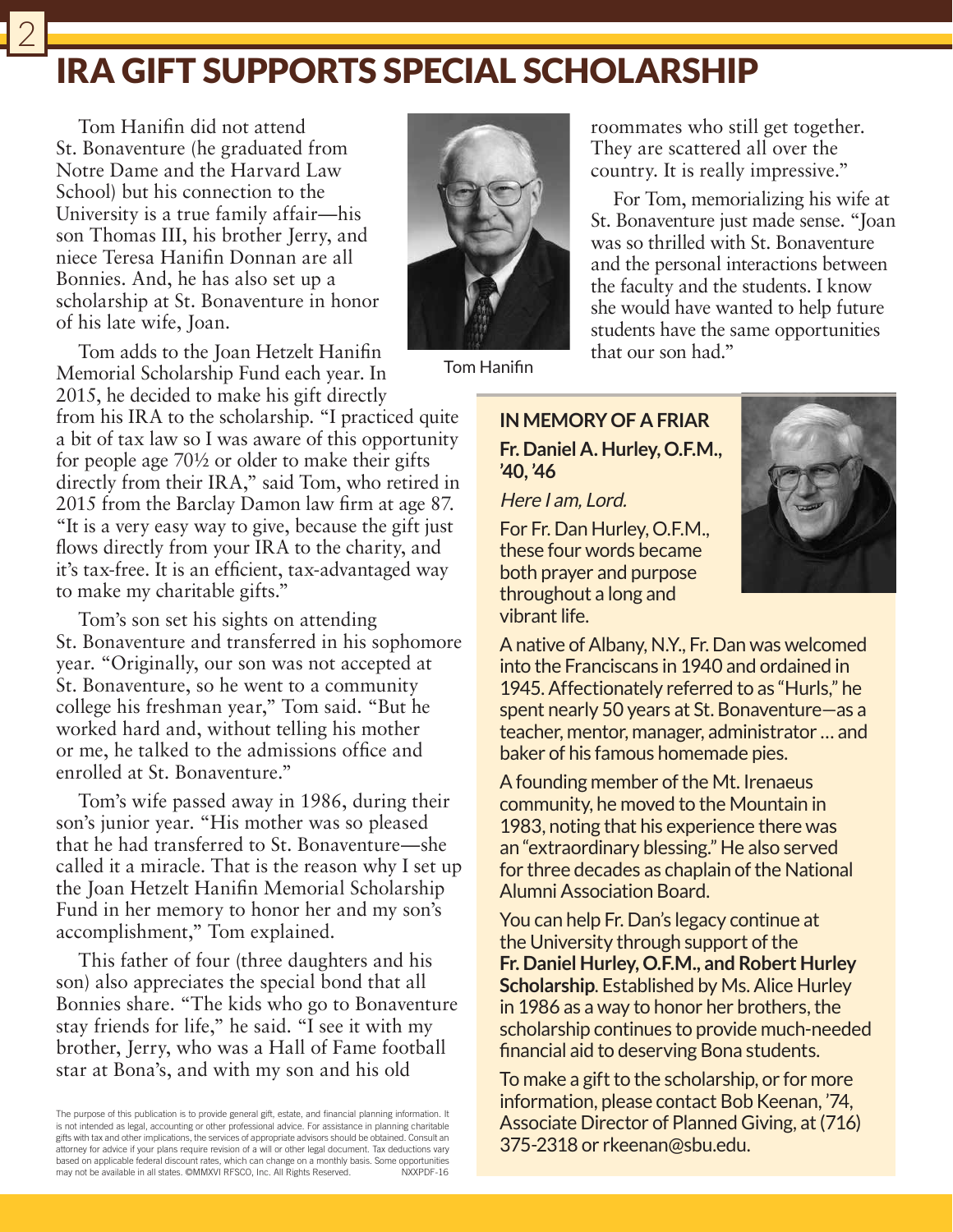# IRA GIFT SUPPORTS SPECIAL SCHOLARSHIP

Tom Hanifin did not attend St. Bonaventure (he graduated from Notre Dame and the Harvard Law School) but his connection to the University is a true family affair—his son Thomas III, his brother Jerry, and niece Teresa Hanifin Donnan are all Bonnies. And, he has also set up a scholarship at St. Bonaventure in honor of his late wife, Joan.

Tom adds to the Joan Hetzelt Hanifin Memorial Scholarship Fund each year. In 2015, he decided to make his gift directly from his IRA to the scholarship. "I practiced quite a bit of tax law so I was aware of this opportunity for people age 70½ or older to make their gifts directly from their IRA," said Tom, who retired in 2015 from the Barclay Damon law firm at age 87. "It is a very easy way to give, because the gift just flows directly from your IRA to the charity, and it's tax-free. It is an efficient, tax-advantaged way to make my charitable gifts."

Tom's son set his sights on attending St. Bonaventure and transferred in his sophomore year. "Originally, our son was not accepted at St. Bonaventure, so he went to a community college his freshman year," Tom said. "But he worked hard and, without telling his mother or me, he talked to the admissions office and enrolled at St. Bonaventure."

Tom's wife passed away in 1986, during their son's junior year. "His mother was so pleased that he had transferred to St. Bonaventure—she called it a miracle. That is the reason why I set up the Joan Hetzelt Hanifin Memorial Scholarship Fund in her memory to honor her and my son's accomplishment," Tom explained.

This father of four (three daughters and his son) also appreciates the special bond that all Bonnies share. "The kids who go to Bonaventure stay friends for life," he said. "I see it with my brother, Jerry, who was a Hall of Fame football star at Bona's, and with my son and his old roommates who still get together. They are scattered all over the country. It is really impressive."

Tom Hanifin

For Tom, memorializing his wife at St. Bonaventure just made sense. "Joan was so thrilled with St. Bonaventure and the personal interactions between the faculty and the students. I know she would have wanted to help future students have the same opportunities that our son had."

## IN MEMORY OF A FRIAR

**Fr. Daniel A. Hurley, O.F.M., '40, '46**

*Here I am, Lord.*

For Fr. Dan Hurley, O.F.M., these four words became both prayer and purpose throughout a long and vibrant life.

A native of Albany, N.Y., Fr. Dan was welcomed into the Franciscans in 1940 and ordained in 1945. Affectionately referred to as "Hurls," he spent nearly 50 years at St. Bonaventure—as a teacher, mentor, manager, administrator … and baker of his famous homemade pies.

A founding member of the Mt. Irenaeus community, he moved to the Mountain in 1983, noting that his experience there was an "extraordinary blessing." He also served for three decades as chaplain of the National Alumni Association Board.

You can help Fr. Dan's legacy continue at the University through support of the **Fr. Daniel Hurley, O.F.M., and Robert Hurley Scholarship**. Established by Ms. Alice Hurley in 1986 as a way to honor her brothers, the scholarship continues to provide much-needed financial aid to deserving Bona students.

To make a gift to the scholarship, or for more information, please contact Bob Keenan, '74, Associate Director of Planned Giving, at (716) 375-2318 or rkeenan@sbu.edu.

The purpose of this publication is to provide general gift, estate, and financial planning information. It is not intended as legal, accounting or other professional advice. For assistance in planning charitable gifts with tax and other implications, the services of appropriate advisors should be obtained. Consult an attorney for advice if your plans require revision of a will or other legal document. Tax deductions vary based on applicable federal discount rates, which can change on a monthly basis. Some opportunities may not be available in all states. ©MMXVI RFSCO, Inc. All Rights Reserved. NXXPDF-16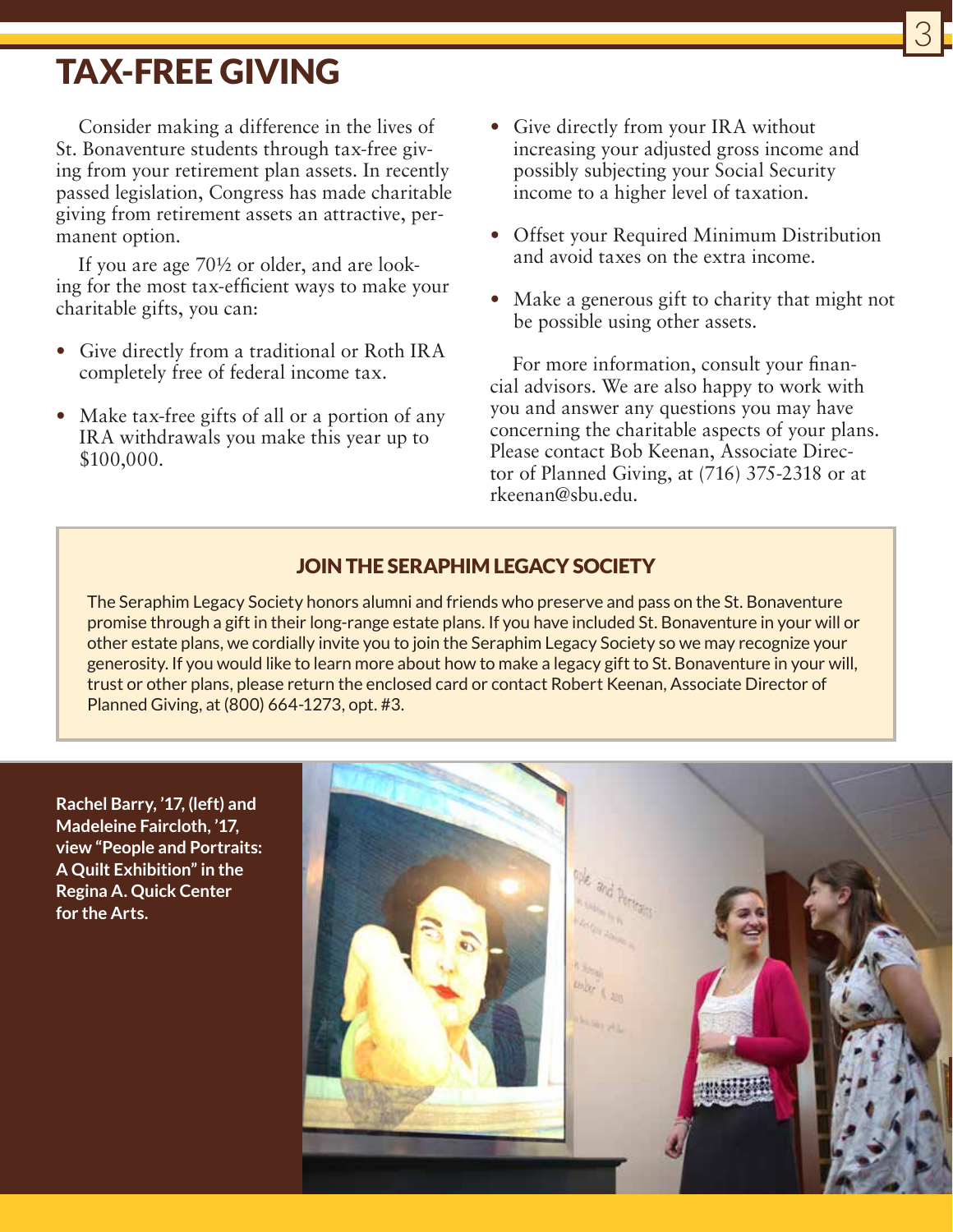# TAX-FREE GIVING

Consider making a difference in the lives of St. Bonaventure students through tax-free giving from your retirement plan assets. In recently passed legislation, Congress has made charitable giving from retirement assets an attractive, permanent option.

If you are age 70½ or older, and are looking for the most tax-efficient ways to make your charitable gifts, you can:

- Give directly from a traditional or Roth IRA completely free of federal income tax.
- Make tax-free gifts of all or a portion of any IRA withdrawals you make this year up to $100,000.
- Give directly from your IRA without increasing your adjusted gross income and possibly subjecting your Social Security income to a higher level of taxation.
- Offset your Required Minimum Distribution and avoid taxes on the extra income.
- Make a generous gift to charity that might not be possible using other assets.

For more information, consult your financial advisors. We are also happy to work with you and answer any questions you may have concerning the charitable aspects of your plans. Please contact Bob Keenan, Associate Director of Planned Giving, at (716) 375-2318 or at rkeenan@sbu.edu.

## JOIN THE SERAPHIM LEGACY SOCIETY

The Seraphim Legacy Society honors alumni and friends who preserve and pass on the St. Bonaventure promise through a gift in their long-range estate plans. If you have included St. Bonaventure in your will or other estate plans, we cordially invite you to join the Seraphim Legacy Society so we may recognize your generosity. If you would like to learn more about how to make a legacy gift to St. Bonaventure in your will, trust or other plans, please return the enclosed card or contact Robert Keenan, Associate Director of Planned Giving, at (800) 664-1273, opt. #3.

**Rachel Barry, '17, (left) and Madeleine Faircloth, '17, view "People and Portraits: A Quilt Exhibition" in the Regina A. Quick Center for the Arts.**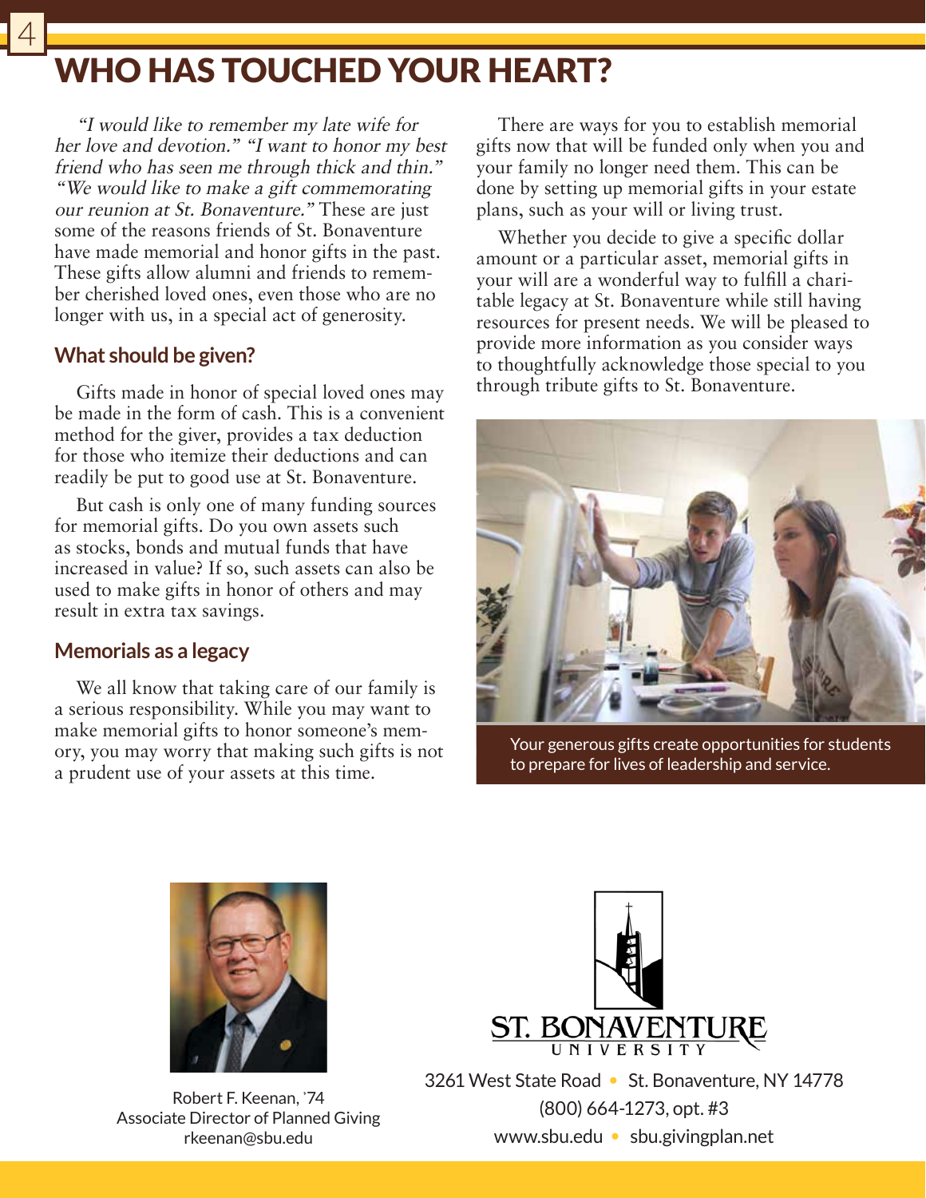# WHO HAS TOUCHED YOUR HEART?

*"I would like to remember my late wife for her love and devotion." "I want to honor my best friend who has seen me through thick and thin." "We would like to make a gift commemorating our reunion at St. Bonaventure."* These are just some of the reasons friends of St. Bonaventure have made memorial and honor gifts in the past. These gifts allow alumni and friends to remember cherished loved ones, even those who are no longer with us, in a special act of generosity.

## What should be given?

Gifts made in honor of special loved ones may be made in the form of cash. This is a convenient method for the giver, provides a tax deduction for those who itemize their deductions and can readily be put to good use at St. Bonaventure.

But cash is only one of many funding sources for memorial gifts. Do you own assets such as stocks, bonds and mutual funds that have increased in value? If so, such assets can also be used to make gifts in honor of others and may result in extra tax savings.

## Memorials as a legacy

We all know that taking care of our family is a serious responsibility. While you may want to make memorial gifts to honor someone's memory, you may worry that making such gifts is not a prudent use of your assets at this time.

There are ways for you to establish memorial gifts now that will be funded only when you and your family no longer need them. This can be done by setting up memorial gifts in your estate plans, such as your will or living trust.

Whether you decide to give a specific dollar amount or a particular asset, memorial gifts in your will are a wonderful way to fulfill a charitable legacy at St. Bonaventure while still having resources for present needs. We will be pleased to provide more information as you consider ways to thoughtfully acknowledge those special to you through tribute gifts to St. Bonaventure.

Your generous gifts create opportunities for students to prepare for lives of leadership and service.

Robert F. Keenan, '74
Associate Director of Planned Giving
rkeenan@sbu.edu

ST. BONAVENTURE UNIVERSITY

3261 West State Road • St. Bonaventure, NY 14778
(800) 664-1273, opt. #3
www.sbu.edu • sbu.givingplan.net